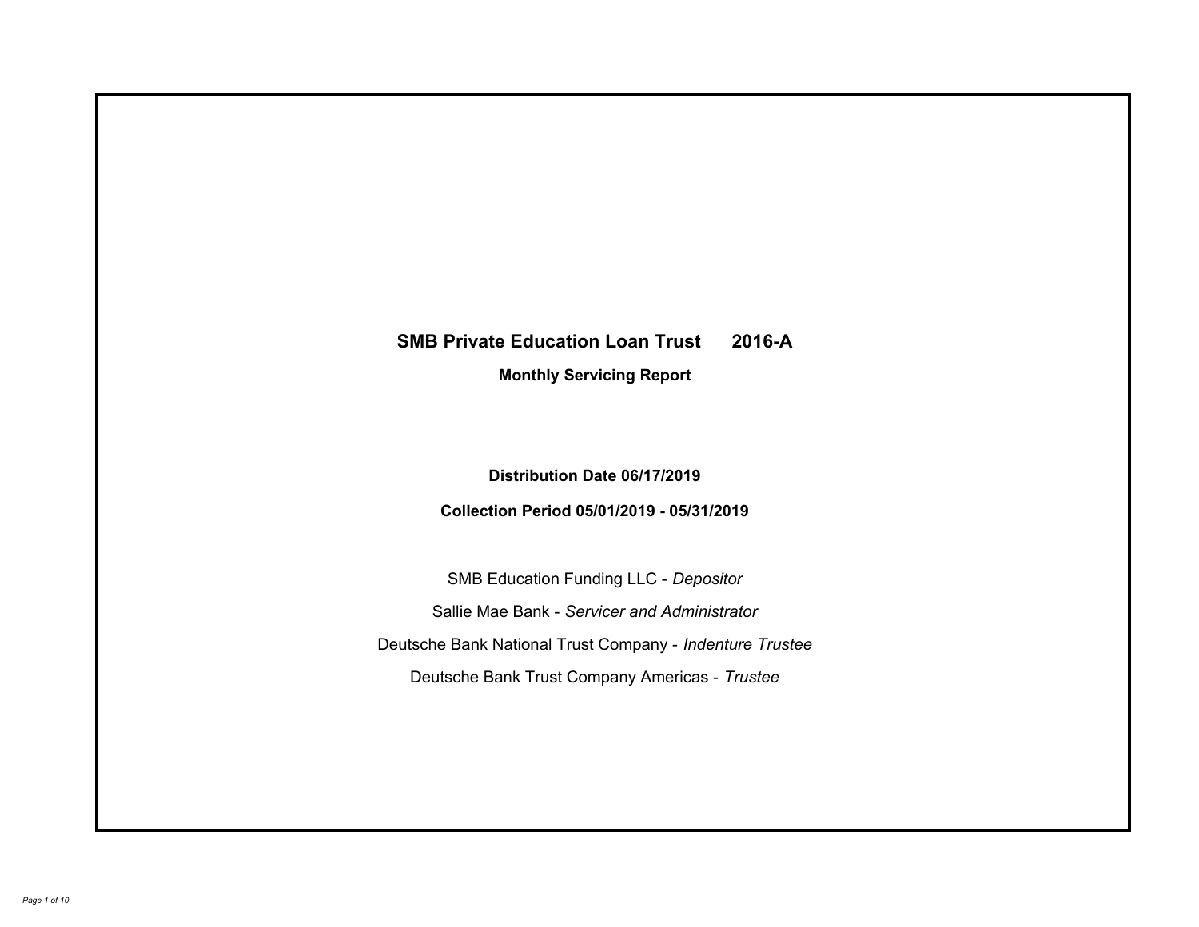# SMB Private Education Loan Trust 2016-A

**Monthly Servicing Report**

**Distribution Date 06/17/2019**

**Collection Period 05/01/2019 - 05/31/2019**

SMB Education Funding LLC - *Depositor*

Sallie Mae Bank - *Servicer and Administrator*

Deutsche Bank National Trust Company - *Indenture Trustee*

Deutsche Bank Trust Company Americas - *Trustee*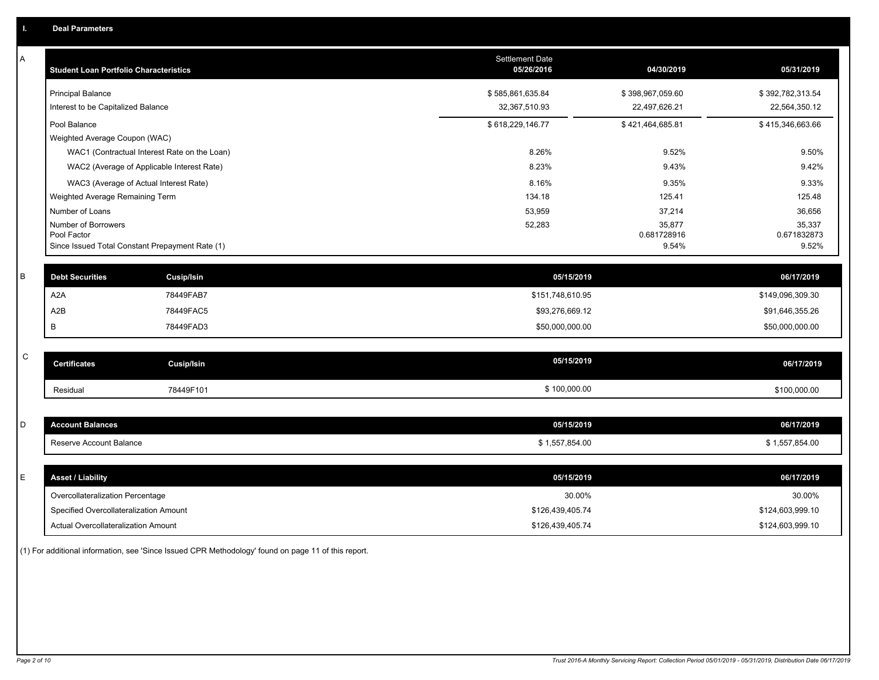## I. Deal Parameters

### A

| Student Loan Portfolio Characteristics | Settlement Date 05/26/2016 | 04/30/2019 | 05/31/2019 |
|---|---|---|---|
| Principal Balance | $ 585,861,635.84 | $ 398,967,059.60 | $ 392,782,313.54 |
| Interest to be Capitalized Balance | 32,367,510.93 | 22,497,626.21 | 22,564,350.12 |
| Pool Balance | $ 618,229,146.77 | $ 421,464,685.81 | $ 415,346,663.66 |
| Weighted Average Coupon (WAC) | | | |
| WAC1 (Contractual Interest Rate on the Loan) | 8.26% | 9.52% | 9.50% |
| WAC2 (Average of Applicable Interest Rate) | 8.23% | 9.43% | 9.42% |
| WAC3 (Average of Actual Interest Rate) | 8.16% | 9.35% | 9.33% |
| Weighted Average Remaining Term | 134.18 | 125.41 | 125.48 |
| Number of Loans | 53,959 | 37,214 | 36,656 |
| Number of Borrowers | 52,283 | 35,877 | 35,337 |
| Pool Factor | | 0.681728916 | 0.671832873 |
| Since Issued Total Constant Prepayment Rate (1) | | 9.54% | 9.52% |

### B

| Debt Securities | Cusip/Isin | 05/15/2019 | 06/17/2019 |
|---|---|---|---|
| A2A | 78449FAB7 | $151,748,610.95 | $149,096,309.30 |
| A2B | 78449FAC5 | $93,276,669.12 | $91,646,355.26 |
| B | 78449FAD3 | $50,000,000.00 | $50,000,000.00 |

### C

| Certificates | Cusip/Isin | 05/15/2019 | 06/17/2019 |
|---|---|---|---|
| Residual | 78449F101 | $ 100,000.00 | $100,000.00 |

### D

| Account Balances | 05/15/2019 | 06/17/2019 |
|---|---|---|
| Reserve Account Balance | $ 1,557,854.00 | $ 1,557,854.00 |

### E

| Asset / Liability | 05/15/2019 | 06/17/2019 |
|---|---|---|
| Overcollateralization Percentage | 30.00% | 30.00% |
| Specified Overcollateralization Amount | $126,439,405.74 | $124,603,999.10 |
| Actual Overcollateralization Amount | $126,439,405.74 | $124,603,999.10 |

(1) For additional information, see 'Since Issued CPR Methodology' found on page 11 of this report.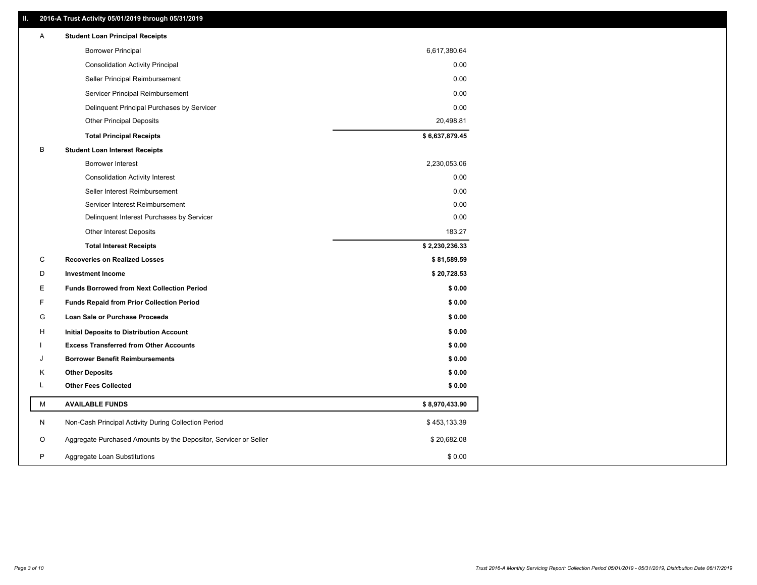## II. 2016-A Trust Activity 05/01/2019 through 05/31/2019

| | | |
|---|---|---|
| A | **Student Loan Principal Receipts** | |
| | Borrower Principal | 6,617,380.64 |
| | Consolidation Activity Principal | 0.00 |
| | Seller Principal Reimbursement | 0.00 |
| | Servicer Principal Reimbursement | 0.00 |
| | Delinquent Principal Purchases by Servicer | 0.00 |
| | Other Principal Deposits | 20,498.81 |
| | **Total Principal Receipts** | **$ 6,637,879.45** |
| B | **Student Loan Interest Receipts** | |
| | Borrower Interest | 2,230,053.06 |
| | Consolidation Activity Interest | 0.00 |
| | Seller Interest Reimbursement | 0.00 |
| | Servicer Interest Reimbursement | 0.00 |
| | Delinquent Interest Purchases by Servicer | 0.00 |
| | Other Interest Deposits | 183.27 |
| | **Total Interest Receipts** | **$ 2,230,236.33** |
| C | **Recoveries on Realized Losses** | **$ 81,589.59** |
| D | **Investment Income** | **$ 20,728.53** |
| E | **Funds Borrowed from Next Collection Period** | **$ 0.00** |
| F | **Funds Repaid from Prior Collection Period** | **$ 0.00** |
| G | **Loan Sale or Purchase Proceeds** | **$ 0.00** |
| H | **Initial Deposits to Distribution Account** | **$ 0.00** |
| I | **Excess Transferred from Other Accounts** | **$ 0.00** |
| J | **Borrower Benefit Reimbursements** | **$ 0.00** |
| K | **Other Deposits** | **$ 0.00** |
| L | **Other Fees Collected** | **$ 0.00** |
| M | **AVAILABLE FUNDS** | **$ 8,970,433.90** |
| N | Non-Cash Principal Activity During Collection Period | $ 453,133.39 |
| O | Aggregate Purchased Amounts by the Depositor, Servicer or Seller | $ 20,682.08 |
| P | Aggregate Loan Substitutions | $ 0.00 |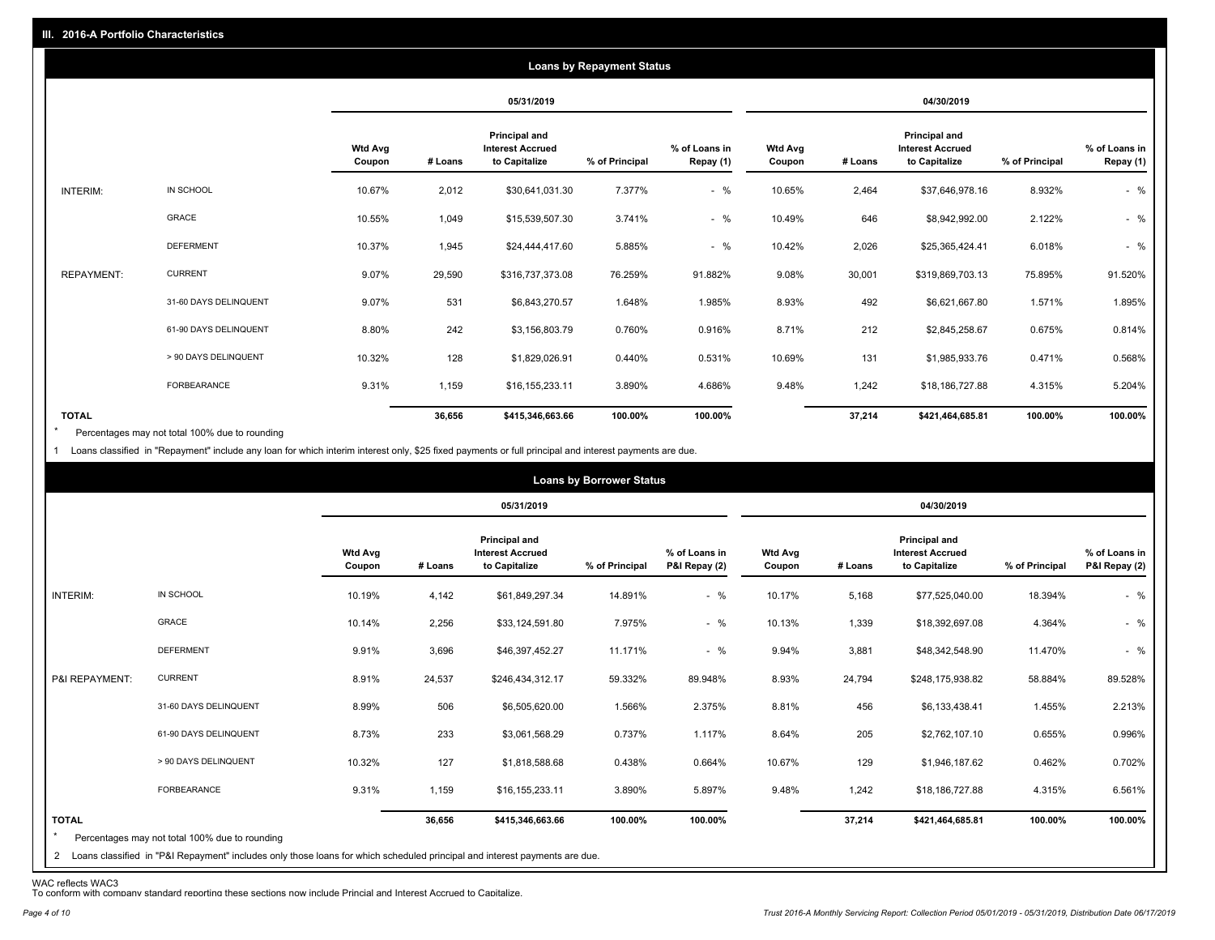## III. 2016-A Portfolio Characteristics

### Loans by Repayment Status

| | | 05/31/2019 | | | | | 04/30/2019 | | | | |
|---|---|---|---|---|---|---|---|---|---|---|---|
| | | Wtd Avg Coupon | # Loans | Principal and Interest Accrued to Capitalize | % of Principal | % of Loans in Repay (1) | Wtd Avg Coupon | # Loans | Principal and Interest Accrued to Capitalize | % of Principal | % of Loans in Repay (1) |
| INTERIM: | IN SCHOOL | 10.67% | 2,012 | $30,641,031.30 | 7.377% | - % | 10.65% | 2,464 | $37,646,978.16 | 8.932% | - % |
| | GRACE | 10.55% | 1,049 | $15,539,507.30 | 3.741% | - % | 10.49% | 646 | $8,942,992.00 | 2.122% | - % |
| | DEFERMENT | 10.37% | 1,945 | $24,444,417.60 | 5.885% | - % | 10.42% | 2,026 | $25,365,424.41 | 6.018% | - % |
| REPAYMENT: | CURRENT | 9.07% | 29,590 | $316,737,373.08 | 76.259% | 91.882% | 9.08% | 30,001 | $319,869,703.13 | 75.895% | 91.520% |
| | 31-60 DAYS DELINQUENT | 9.07% | 531 | $6,843,270.57 | 1.648% | 1.985% | 8.93% | 492 | $6,621,667.80 | 1.571% | 1.895% |
| | 61-90 DAYS DELINQUENT | 8.80% | 242 | $3,156,803.79 | 0.760% | 0.916% | 8.71% | 212 | $2,845,258.67 | 0.675% | 0.814% |
| | > 90 DAYS DELINQUENT | 10.32% | 128 | $1,829,026.91 | 0.440% | 0.531% | 10.69% | 131 | $1,985,933.76 | 0.471% | 0.568% |
| | FORBEARANCE | 9.31% | 1,159 | $16,155,233.11 | 3.890% | 4.686% | 9.48% | 1,242 | $18,186,727.88 | 4.315% | 5.204% |
| **TOTAL** | | | **36,656** | **$415,346,663.66** | **100.00%** | **100.00%** | | **37,214** | **$421,464,685.81** | **100.00%** | **100.00%** |

\* Percentages may not total 100% due to rounding

1 Loans classified in "Repayment" include any loan for which interim interest only, $25 fixed payments or full principal and interest payments are due.

### Loans by Borrower Status

| | | 05/31/2019 | | | | | 04/30/2019 | | | | |
|---|---|---|---|---|---|---|---|---|---|---|---|
| | | Wtd Avg Coupon | # Loans | Principal and Interest Accrued to Capitalize | % of Principal | % of Loans in P&I Repay (2) | Wtd Avg Coupon | # Loans | Principal and Interest Accrued to Capitalize | % of Principal | % of Loans in P&I Repay (2) |
| INTERIM: | IN SCHOOL | 10.19% | 4,142 | $61,849,297.34 | 14.891% | - % | 10.17% | 5,168 | $77,525,040.00 | 18.394% | - % |
| | GRACE | 10.14% | 2,256 | $33,124,591.80 | 7.975% | - % | 10.13% | 1,339 | $18,392,697.08 | 4.364% | - % |
| | DEFERMENT | 9.91% | 3,696 | $46,397,452.27 | 11.171% | - % | 9.94% | 3,881 | $48,342,548.90 | 11.470% | - % |
| P&I REPAYMENT: | CURRENT | 8.91% | 24,537 | $246,434,312.17 | 59.332% | 89.948% | 8.93% | 24,794 | $248,175,938.82 | 58.884% | 89.528% |
| | 31-60 DAYS DELINQUENT | 8.99% | 506 | $6,505,620.00 | 1.566% | 2.375% | 8.81% | 456 | $6,133,438.41 | 1.455% | 2.213% |
| | 61-90 DAYS DELINQUENT | 8.73% | 233 | $3,061,568.29 | 0.737% | 1.117% | 8.64% | 205 | $2,762,107.10 | 0.655% | 0.996% |
| | > 90 DAYS DELINQUENT | 10.32% | 127 | $1,818,588.68 | 0.438% | 0.664% | 10.67% | 129 | $1,946,187.62 | 0.462% | 0.702% |
| | FORBEARANCE | 9.31% | 1,159 | $16,155,233.11 | 3.890% | 5.897% | 9.48% | 1,242 | $18,186,727.88 | 4.315% | 6.561% |
| **TOTAL** | | | **36,656** | **$415,346,663.66** | **100.00%** | **100.00%** | | **37,214** | **$421,464,685.81** | **100.00%** | **100.00%** |

\* Percentages may not total 100% due to rounding

2 Loans classified in "P&I Repayment" includes only those loans for which scheduled principal and interest payments are due.

WAC reflects WAC3
To conform with company standard reporting these sections now include Princial and Interest Accrued to Capitalize.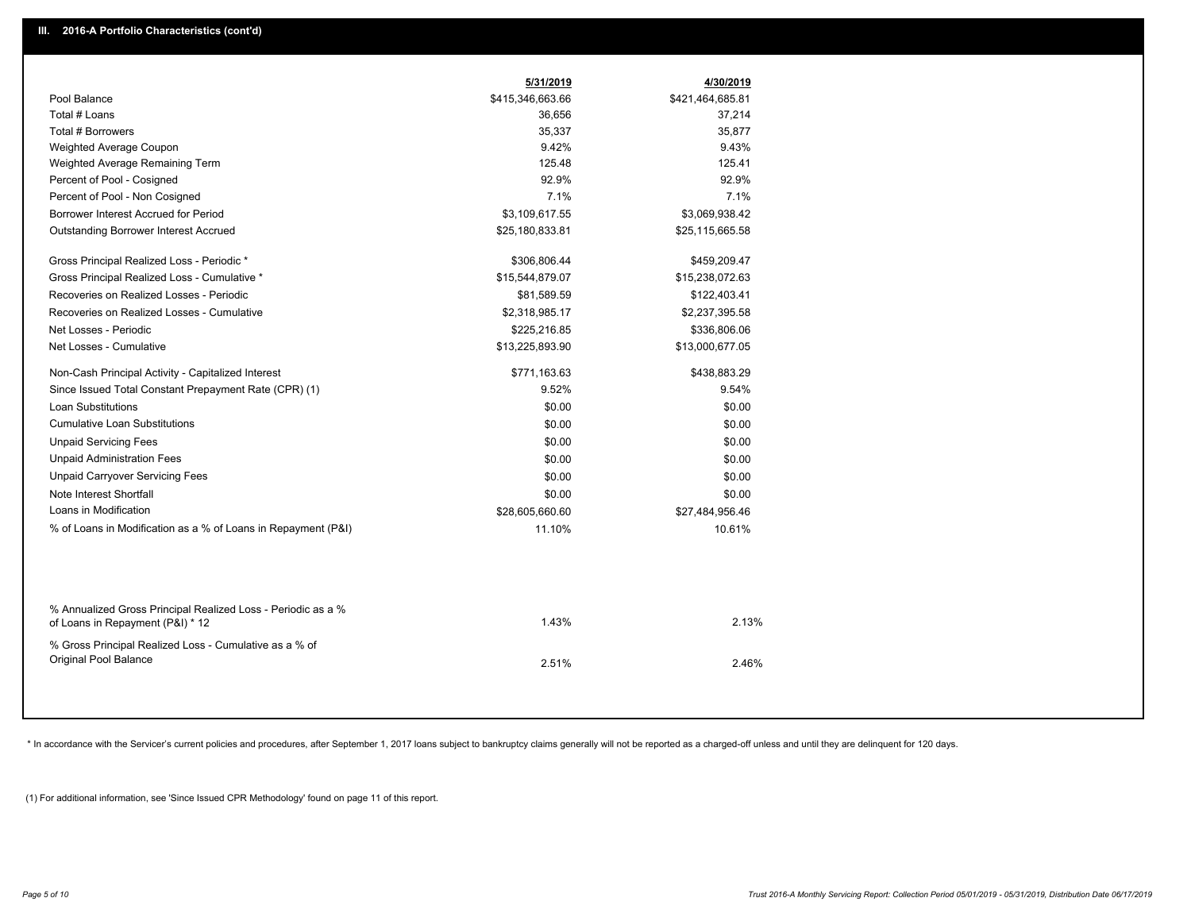## III. 2016-A Portfolio Characteristics (cont'd)

| | 5/31/2019 | 4/30/2019 |
|---|---|---|
| Pool Balance | $415,346,663.66 | $421,464,685.81 |
| Total # Loans | 36,656 | 37,214 |
| Total # Borrowers | 35,337 | 35,877 |
| Weighted Average Coupon | 9.42% | 9.43% |
| Weighted Average Remaining Term | 125.48 | 125.41 |
| Percent of Pool - Cosigned | 92.9% | 92.9% |
| Percent of Pool - Non Cosigned | 7.1% | 7.1% |
| Borrower Interest Accrued for Period | $3,109,617.55 | $3,069,938.42 |
| Outstanding Borrower Interest Accrued | $25,180,833.81 | $25,115,665.58 |
| Gross Principal Realized Loss - Periodic * | $306,806.44 | $459,209.47 |
| Gross Principal Realized Loss - Cumulative * | $15,544,879.07 | $15,238,072.63 |
| Recoveries on Realized Losses - Periodic | $81,589.59 | $122,403.41 |
| Recoveries on Realized Losses - Cumulative | $2,318,985.17 | $2,237,395.58 |
| Net Losses - Periodic | $225,216.85 | $336,806.06 |
| Net Losses - Cumulative | $13,225,893.90 | $13,000,677.05 |
| Non-Cash Principal Activity - Capitalized Interest | $771,163.63 | $438,883.29 |
| Since Issued Total Constant Prepayment Rate (CPR) (1) | 9.52% | 9.54% |
| Loan Substitutions | $0.00 | $0.00 |
| Cumulative Loan Substitutions | $0.00 | $0.00 |
| Unpaid Servicing Fees | $0.00 | $0.00 |
| Unpaid Administration Fees | $0.00 | $0.00 |
| Unpaid Carryover Servicing Fees | $0.00 | $0.00 |
| Note Interest Shortfall | $0.00 | $0.00 |
| Loans in Modification | $28,605,660.60 | $27,484,956.46 |
| % of Loans in Modification as a % of Loans in Repayment (P&I) | 11.10% | 10.61% |
| % Annualized Gross Principal Realized Loss - Periodic as a % of Loans in Repayment (P&I) * 12 | 1.43% | 2.13% |
| % Gross Principal Realized Loss - Cumulative as a % of Original Pool Balance | 2.51% | 2.46% |

* In accordance with the Servicer's current policies and procedures, after September 1, 2017 loans subject to bankruptcy claims generally will not be reported as a charged-off unless and until they are delinquent for 120 days.

(1) For additional information, see 'Since Issued CPR Methodology' found on page 11 of this report.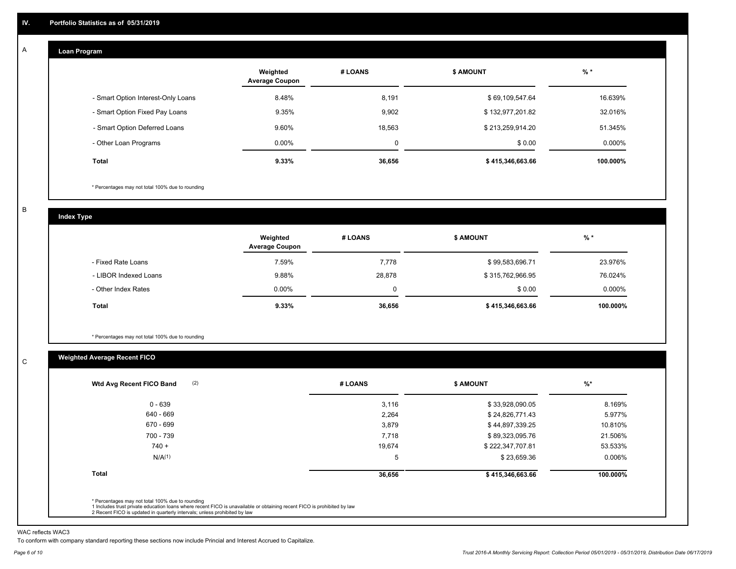## IV. Portfolio Statistics as of 05/31/2019

### A — Loan Program

| | Weighted Average Coupon | # LOANS | $ AMOUNT | % * |
|---|---|---|---|---|
| - Smart Option Interest-Only Loans | 8.48% | 8,191 | $ 69,109,547.64 | 16.639% |
| - Smart Option Fixed Pay Loans | 9.35% | 9,902 | $ 132,977,201.82 | 32.016% |
| - Smart Option Deferred Loans | 9.60% | 18,563 | $ 213,259,914.20 | 51.345% |
| - Other Loan Programs | 0.00% | 0 | $ 0.00 | 0.000% |
| **Total** | **9.33%** | **36,656** | **$ 415,346,663.66** | **100.000%** |

* Percentages may not total 100% due to rounding

### B — Index Type

| | Weighted Average Coupon | # LOANS | $ AMOUNT | % * |
|---|---|---|---|---|
| - Fixed Rate Loans | 7.59% | 7,778 | $ 99,583,696.71 | 23.976% |
| - LIBOR Indexed Loans | 9.88% | 28,878 | $ 315,762,966.95 | 76.024% |
| - Other Index Rates | 0.00% | 0 | $ 0.00 | 0.000% |
| **Total** | **9.33%** | **36,656** | **$ 415,346,663.66** | **100.000%** |

* Percentages may not total 100% due to rounding

### C — Weighted Average Recent FICO

| Wtd Avg Recent FICO Band (2) | # LOANS | $ AMOUNT | %* |
|---|---|---|---|
| 0 - 639 | 3,116 | $ 33,928,090.05 | 8.169% |
| 640 - 669 | 2,264 | $ 24,826,771.43 | 5.977% |
| 670 - 699 | 3,879 | $ 44,897,339.25 | 10.810% |
| 700 - 739 | 7,718 | $ 89,323,095.76 | 21.506% |
| 740 + | 19,674 | $ 222,347,707.81 | 53.533% |
| N/A(1) | 5 | $ 23,659.36 | 0.006% |
| **Total** | **36,656** | **$ 415,346,663.66** | **100.000%** |

* Percentages may not total 100% due to rounding
1 Includes trust private education loans where recent FICO is unavailable or obtaining recent FICO is prohibited by law
2 Recent FICO is updated in quarterly intervals; unless prohibited by law

WAC reflects WAC3

To conform with company standard reporting these sections now include Princial and Interest Accrued to Capitalize.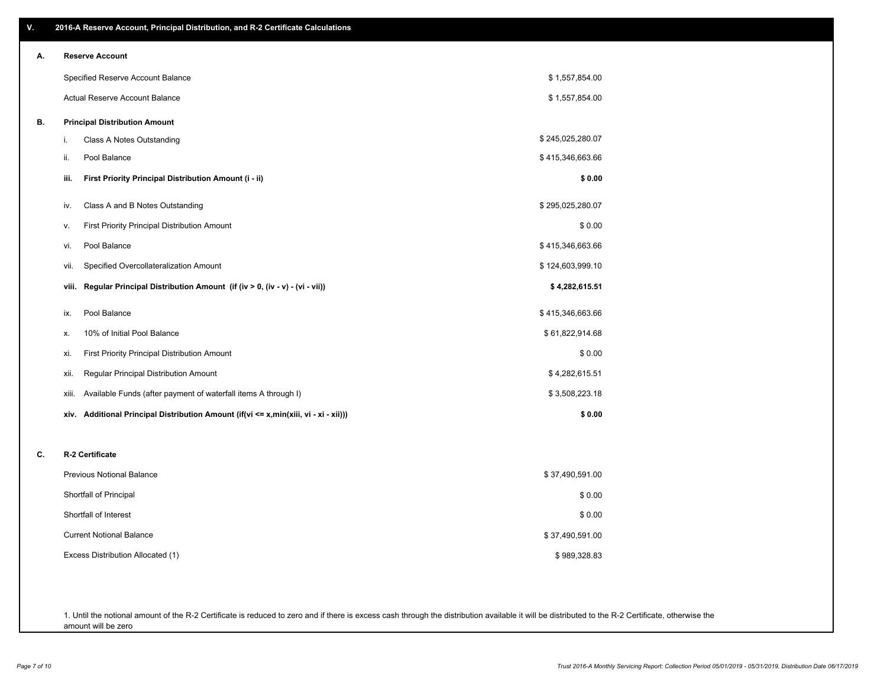## V. 2016-A Reserve Account, Principal Distribution, and R-2 Certificate Calculations

### A. Reserve Account

| | |
|---|---|
| Specified Reserve Account Balance | $ 1,557,854.00 |
| Actual Reserve Account Balance | $ 1,557,854.00 |

### B. Principal Distribution Amount

| | | |
|---|---|---|
| i. | Class A Notes Outstanding | $ 245,025,280.07 |
| ii. | Pool Balance | $ 415,346,663.66 |
| **iii.** | **First Priority Principal Distribution Amount (i - ii)** | **$ 0.00** |
| iv. | Class A and B Notes Outstanding | $ 295,025,280.07 |
| v. | First Priority Principal Distribution Amount | $ 0.00 |
| vi. | Pool Balance | $ 415,346,663.66 |
| vii. | Specified Overcollateralization Amount | $ 124,603,999.10 |
| **viii.** | **Regular Principal Distribution Amount (if (iv > 0, (iv - v) - (vi - vii))** | **$ 4,282,615.51** |
| ix. | Pool Balance | $ 415,346,663.66 |
| x. | 10% of Initial Pool Balance | $ 61,822,914.68 |
| xi. | First Priority Principal Distribution Amount | $ 0.00 |
| xii. | Regular Principal Distribution Amount | $ 4,282,615.51 |
| xiii. | Available Funds (after payment of waterfall items A through I) | $ 3,508,223.18 |
| **xiv.** | **Additional Principal Distribution Amount (if(vi <= x,min(xiii, vi - xi - xii)))** | **$ 0.00** |

### C. R-2 Certificate

| | |
|---|---|
| Previous Notional Balance | $ 37,490,591.00 |
| Shortfall of Principal | $ 0.00 |
| Shortfall of Interest | $ 0.00 |
| Current Notional Balance | $ 37,490,591.00 |
| Excess Distribution Allocated (1) | $ 989,328.83 |

1. Until the notional amount of the R-2 Certificate is reduced to zero and if there is excess cash through the distribution available it will be distributed to the R-2 Certificate, otherwise the amount will be zero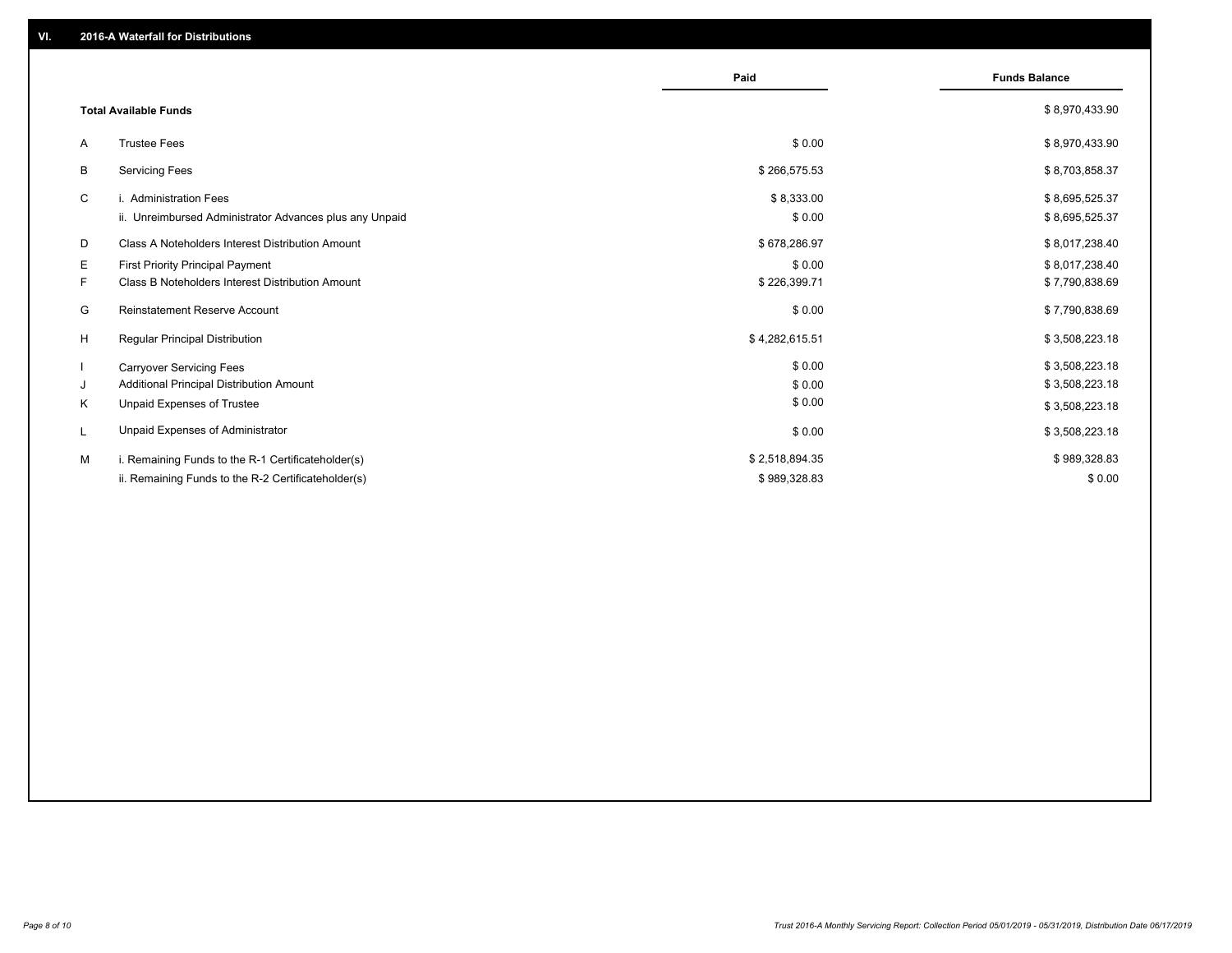## VI. 2016-A Waterfall for Distributions

| | | Paid | Funds Balance |
|---|---|---|---|
| | **Total Available Funds** | | $ 8,970,433.90 |
| A | Trustee Fees | $ 0.00 | $ 8,970,433.90 |
| B | Servicing Fees | $ 266,575.53 | $ 8,703,858.37 |
| C | i. Administration Fees | $ 8,333.00 | $ 8,695,525.37 |
| | ii. Unreimbursed Administrator Advances plus any Unpaid | $ 0.00 | $ 8,695,525.37 |
| D | Class A Noteholders Interest Distribution Amount | $ 678,286.97 | $ 8,017,238.40 |
| E | First Priority Principal Payment | $ 0.00 | $ 8,017,238.40 |
| F | Class B Noteholders Interest Distribution Amount | $ 226,399.71 | $ 7,790,838.69 |
| G | Reinstatement Reserve Account | $ 0.00 | $ 7,790,838.69 |
| H | Regular Principal Distribution | $ 4,282,615.51 | $ 3,508,223.18 |
| I | Carryover Servicing Fees | $ 0.00 | $ 3,508,223.18 |
| J | Additional Principal Distribution Amount | $ 0.00 | $ 3,508,223.18 |
| K | Unpaid Expenses of Trustee | $ 0.00 | $ 3,508,223.18 |
| L | Unpaid Expenses of Administrator | $ 0.00 | $ 3,508,223.18 |
| M | i. Remaining Funds to the R-1 Certificateholder(s) | $ 2,518,894.35 | $ 989,328.83 |
| | ii. Remaining Funds to the R-2 Certificateholder(s) | $ 989,328.83 | $ 0.00 |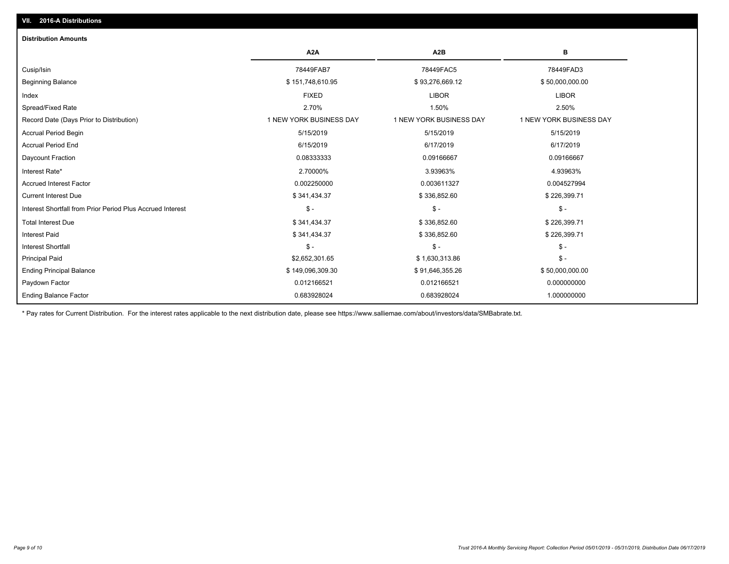## VII. 2016-A Distributions

### Distribution Amounts

| | A2A | A2B | B |
|---|---|---|---|
| Cusip/Isin | 78449FAB7 | 78449FAC5 | 78449FAD3 |
| Beginning Balance | $ 151,748,610.95 | $ 93,276,669.12 | $ 50,000,000.00 |
| Index | FIXED | LIBOR | LIBOR |
| Spread/Fixed Rate | 2.70% | 1.50% | 2.50% |
| Record Date (Days Prior to Distribution) | 1 NEW YORK BUSINESS DAY | 1 NEW YORK BUSINESS DAY | 1 NEW YORK BUSINESS DAY |
| Accrual Period Begin | 5/15/2019 | 5/15/2019 | 5/15/2019 |
| Accrual Period End | 6/15/2019 | 6/17/2019 | 6/17/2019 |
| Daycount Fraction | 0.08333333 | 0.09166667 | 0.09166667 |
| Interest Rate* | 2.70000% | 3.93963% | 4.93963% |
| Accrued Interest Factor | 0.002250000 | 0.003611327 | 0.004527994 |
| Current Interest Due | $ 341,434.37 | $ 336,852.60 | $ 226,399.71 |
| Interest Shortfall from Prior Period Plus Accrued Interest | $ - | $ - | $ - |
| Total Interest Due | $ 341,434.37 | $ 336,852.60 | $ 226,399.71 |
| Interest Paid | $ 341,434.37 | $ 336,852.60 | $ 226,399.71 |
| Interest Shortfall | $ - | $ - | $ - |
| Principal Paid | $2,652,301.65 | $ 1,630,313.86 | $ - |
| Ending Principal Balance | $ 149,096,309.30 | $ 91,646,355.26 | $ 50,000,000.00 |
| Paydown Factor | 0.012166521 | 0.012166521 | 0.000000000 |
| Ending Balance Factor | 0.683928024 | 0.683928024 | 1.000000000 |

* Pay rates for Current Distribution. For the interest rates applicable to the next distribution date, please see https://www.salliemae.com/about/investors/data/SMBabrate.txt.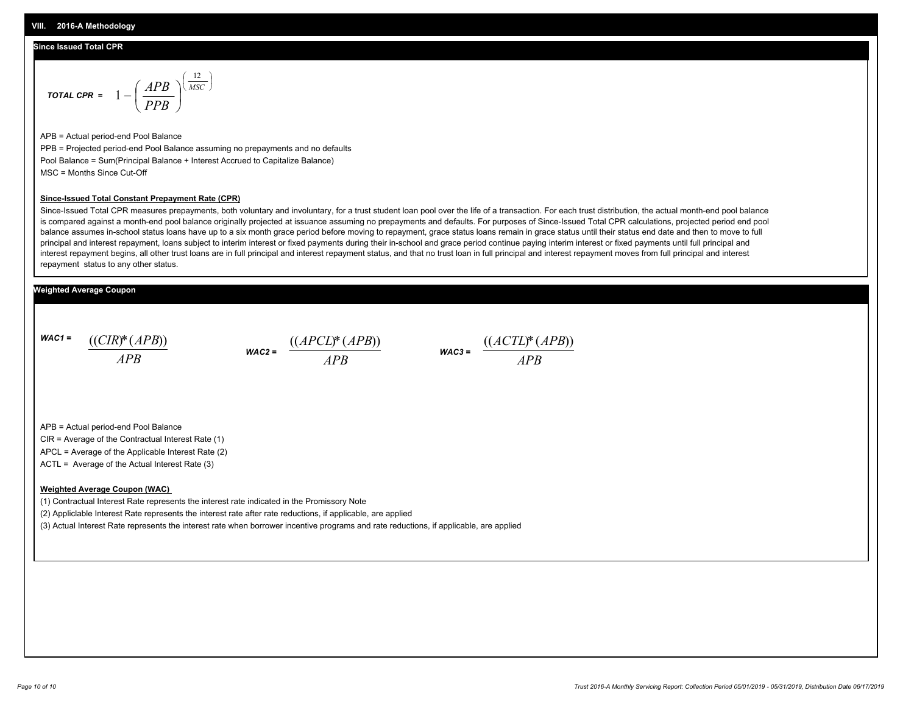## VIII. 2016-A Methodology

### Since Issued Total CPR

$$\textbf{TOTAL CPR} = 1 - \left( \frac{APB}{PPB} \right)^{\left( \frac{12}{MSC} \right)}$$

APB = Actual period-end Pool Balance

PPB = Projected period-end Pool Balance assuming no prepayments and no defaults

Pool Balance = Sum(Principal Balance + Interest Accrued to Capitalize Balance)

MSC = Months Since Cut-Off

**Since-Issued Total Constant Prepayment Rate (CPR)**

Since-Issued Total CPR measures prepayments, both voluntary and involuntary, for a trust student loan pool over the life of a transaction. For each trust distribution, the actual month-end pool balance is compared against a month-end pool balance originally projected at issuance assuming no prepayments and defaults. For purposes of Since-Issued Total CPR calculations, projected period end pool balance assumes in-school status loans have up to a six month grace period before moving to repayment, grace status loans remain in grace status until their status end date and then to move to full principal and interest repayment, loans subject to interim interest or fixed payments during their in-school and grace period continue paying interim interest or fixed payments until full principal and interest repayment begins, all other trust loans are in full principal and interest repayment status, and that no trust loan in full principal and interest repayment moves from full principal and interest repayment status to any other status.

### Weighted Average Coupon

$$\textbf{WAC1} = \frac{((CIR)^*(APB))}{APB} \qquad \textbf{WAC2} = \frac{((APCL)^*(APB))}{APB} \qquad \textbf{WAC3} = \frac{((ACTL)^*(APB))}{APB}$$

APB = Actual period-end Pool Balance

CIR = Average of the Contractual Interest Rate (1)

APCL = Average of the Applicable Interest Rate (2)

ACTL = Average of the Actual Interest Rate (3)

**Weighted Average Coupon (WAC)**

(1) Contractual Interest Rate represents the interest rate indicated in the Promissory Note

(2) Appliclable Interest Rate represents the interest rate after rate reductions, if applicable, are applied

(3) Actual Interest Rate represents the interest rate when borrower incentive programs and rate reductions, if applicable, are applied